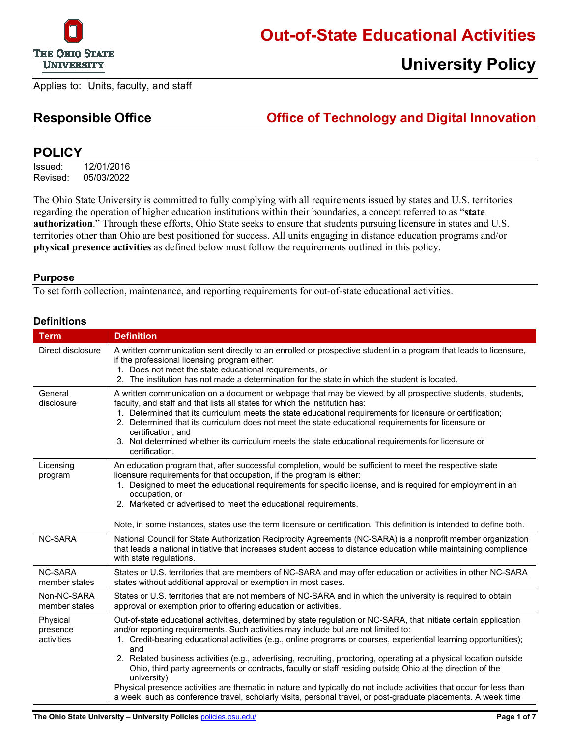# Out-of-State Educational Activities

# University Policy

Applies to: Units, faculty, and staff

## Responsible Office — Office of Technology and Digital Innovation

## POLICY

Issued: 12/01/2016
Revised: 05/03/2022

The Ohio State University is committed to fully complying with all requirements issued by states and U.S. territories regarding the operation of higher education institutions within their boundaries, a concept referred to as "**state authorization**." Through these efforts, Ohio State seeks to ensure that students pursuing licensure in states and U.S. territories other than Ohio are best positioned for success. All units engaging in distance education programs and/or **physical presence activities** as defined below must follow the requirements outlined in this policy.

### Purpose

To set forth collection, maintenance, and reporting requirements for out-of-state educational activities.

### Definitions

| Term | Definition |
|---|---|
| Direct disclosure | A written communication sent directly to an enrolled or prospective student in a program that leads to licensure, if the professional licensing program either:<br>1. Does not meet the state educational requirements, or<br>2. The institution has not made a determination for the state in which the student is located. |
| General disclosure | A written communication on a document or webpage that may be viewed by all prospective students, students, faculty, and staff and that lists all states for which the institution has:<br>1. Determined that its curriculum meets the state educational requirements for licensure or certification;<br>2. Determined that its curriculum does not meet the state educational requirements for licensure or certification; and<br>3. Not determined whether its curriculum meets the state educational requirements for licensure or certification. |
| Licensing program | An education program that, after successful completion, would be sufficient to meet the respective state licensure requirements for that occupation, if the program is either:<br>1. Designed to meet the educational requirements for specific license, and is required for employment in an occupation, or<br>2. Marketed or advertised to meet the educational requirements.<br><br>Note, in some instances, states use the term licensure or certification. This definition is intended to define both. |
| NC-SARA | National Council for State Authorization Reciprocity Agreements (NC-SARA) is a nonprofit member organization that leads a national initiative that increases student access to distance education while maintaining compliance with state regulations. |
| NC-SARA member states | States or U.S. territories that are members of NC-SARA and may offer education or activities in other NC-SARA states without additional approval or exemption in most cases. |
| Non-NC-SARA member states | States or U.S. territories that are not members of NC-SARA and in which the university is required to obtain approval or exemption prior to offering education or activities. |
| Physical presence activities | Out-of-state educational activities, determined by state regulation or NC-SARA, that initiate certain application and/or reporting requirements. Such activities may include but are not limited to:<br>1. Credit-bearing educational activities (e.g., online programs or courses, experiential learning opportunities); and<br>2. Related business activities (e.g., advertising, recruiting, proctoring, operating at a physical location outside Ohio, third party agreements or contracts, faculty or staff residing outside Ohio at the direction of the university)<br>Physical presence activities are thematic in nature and typically do not include activities that occur for less than a week, such as conference travel, scholarly visits, personal travel, or post-graduate placements. A week time |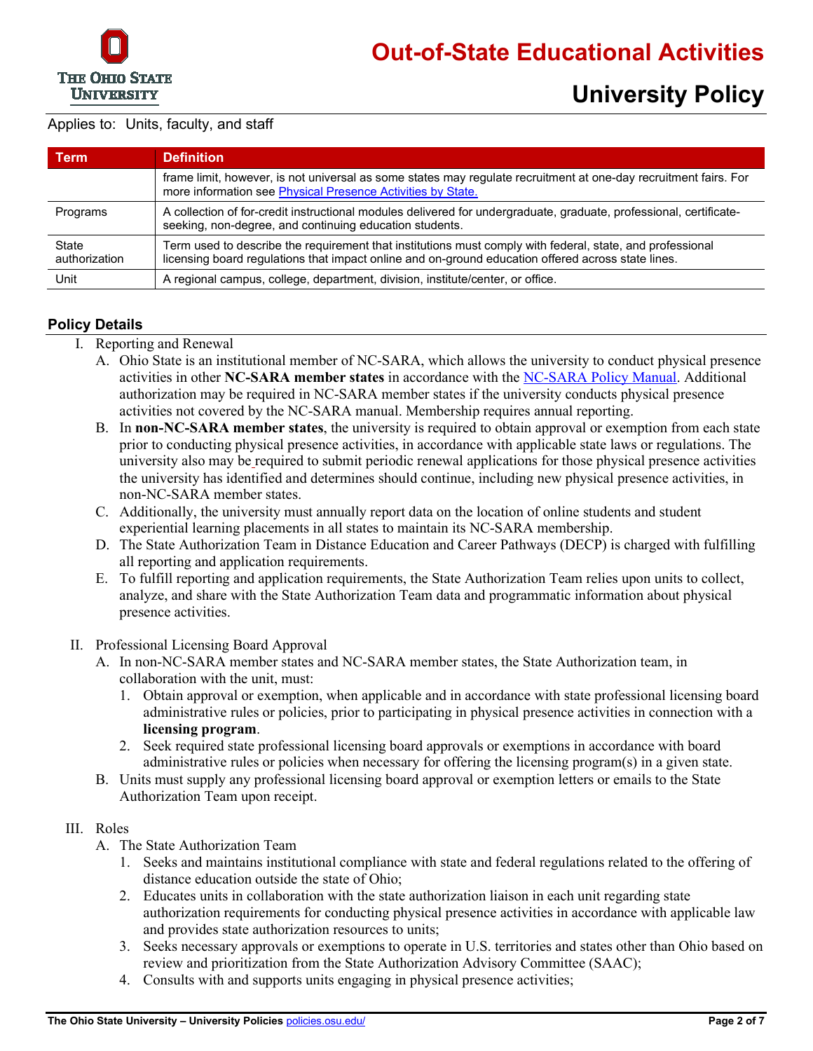Applies to: Units, faculty, and staff

| Term | Definition |
|---|---|
| | frame limit, however, is not universal as some states may regulate recruitment at one-day recruitment fairs. For more information see Physical Presence Activities by State. |
| Programs | A collection of for-credit instructional modules delivered for undergraduate, graduate, professional, certificate-seeking, non-degree, and continuing education students. |
| State authorization | Term used to describe the requirement that institutions must comply with federal, state, and professional licensing board regulations that impact online and on-ground education offered across state lines. |
| Unit | A regional campus, college, department, division, institute/center, or office. |

## Policy Details

I. Reporting and Renewal
   A. Ohio State is an institutional member of NC-SARA, which allows the university to conduct physical presence activities in other **NC-SARA member states** in accordance with the NC-SARA Policy Manual. Additional authorization may be required in NC-SARA member states if the university conducts physical presence activities not covered by the NC-SARA manual. Membership requires annual reporting.
   B. In **non-NC-SARA member states**, the university is required to obtain approval or exemption from each state prior to conducting physical presence activities, in accordance with applicable state laws or regulations. The university also may be required to submit periodic renewal applications for those physical presence activities the university has identified and determines should continue, including new physical presence activities, in non-NC-SARA member states.
   C. Additionally, the university must annually report data on the location of online students and student experiential learning placements in all states to maintain its NC-SARA membership.
   D. The State Authorization Team in Distance Education and Career Pathways (DECP) is charged with fulfilling all reporting and application requirements.
   E. To fulfill reporting and application requirements, the State Authorization Team relies upon units to collect, analyze, and share with the State Authorization Team data and programmatic information about physical presence activities.

II. Professional Licensing Board Approval
   A. In non-NC-SARA member states and NC-SARA member states, the State Authorization team, in collaboration with the unit, must:
      1. Obtain approval or exemption, when applicable and in accordance with state professional licensing board administrative rules or policies, prior to participating in physical presence activities in connection with a **licensing program**.
      2. Seek required state professional licensing board approvals or exemptions in accordance with board administrative rules or policies when necessary for offering the licensing program(s) in a given state.
   B. Units must supply any professional licensing board approval or exemption letters or emails to the State Authorization Team upon receipt.

III. Roles
   A. The State Authorization Team
      1. Seeks and maintains institutional compliance with state and federal regulations related to the offering of distance education outside the state of Ohio;
      2. Educates units in collaboration with the state authorization liaison in each unit regarding state authorization requirements for conducting physical presence activities in accordance with applicable law and provides state authorization resources to units;
      3. Seeks necessary approvals or exemptions to operate in U.S. territories and states other than Ohio based on review and prioritization from the State Authorization Advisory Committee (SAAC);
      4. Consults with and supports units engaging in physical presence activities;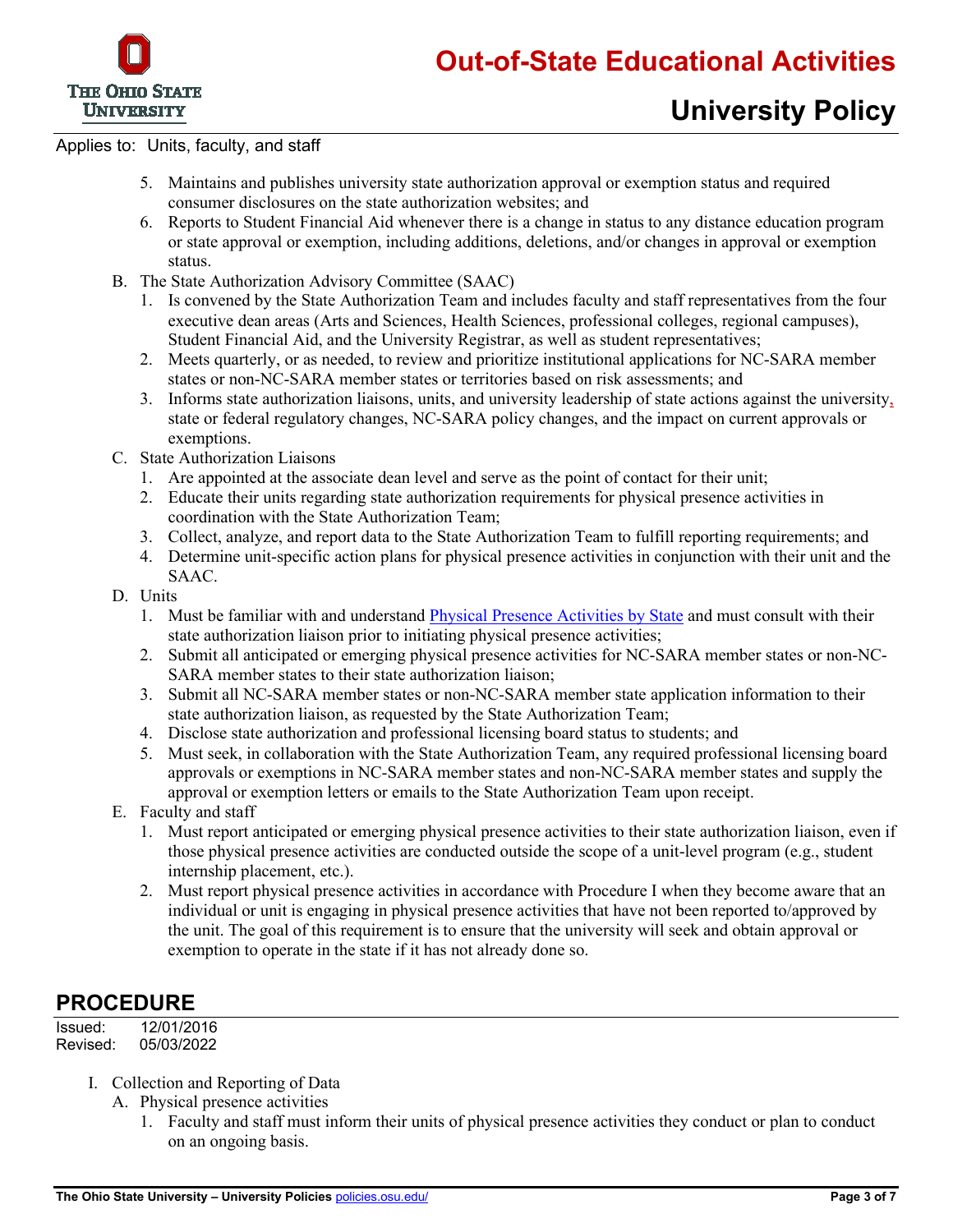Applies to: Units, faculty, and staff

5. Maintains and publishes university state authorization approval or exemption status and required consumer disclosures on the state authorization websites; and
6. Reports to Student Financial Aid whenever there is a change in status to any distance education program or state approval or exemption, including additions, deletions, and/or changes in approval or exemption status.

B. The State Authorization Advisory Committee (SAAC)
   1. Is convened by the State Authorization Team and includes faculty and staff representatives from the four executive dean areas (Arts and Sciences, Health Sciences, professional colleges, regional campuses), Student Financial Aid, and the University Registrar, as well as student representatives;
   2. Meets quarterly, or as needed, to review and prioritize institutional applications for NC-SARA member states or non-NC-SARA member states or territories based on risk assessments; and
   3. Informs state authorization liaisons, units, and university leadership of state actions against the university, state or federal regulatory changes, NC-SARA policy changes, and the impact on current approvals or exemptions.

C. State Authorization Liaisons
   1. Are appointed at the associate dean level and serve as the point of contact for their unit;
   2. Educate their units regarding state authorization requirements for physical presence activities in coordination with the State Authorization Team;
   3. Collect, analyze, and report data to the State Authorization Team to fulfill reporting requirements; and
   4. Determine unit-specific action plans for physical presence activities in conjunction with their unit and the SAAC.

D. Units
   1. Must be familiar with and understand Physical Presence Activities by State and must consult with their state authorization liaison prior to initiating physical presence activities;
   2. Submit all anticipated or emerging physical presence activities for NC-SARA member states or non-NC-SARA member states to their state authorization liaison;
   3. Submit all NC-SARA member states or non-NC-SARA member state application information to their state authorization liaison, as requested by the State Authorization Team;
   4. Disclose state authorization and professional licensing board status to students; and
   5. Must seek, in collaboration with the State Authorization Team, any required professional licensing board approvals or exemptions in NC-SARA member states and non-NC-SARA member states and supply the approval or exemption letters or emails to the State Authorization Team upon receipt.

E. Faculty and staff
   1. Must report anticipated or emerging physical presence activities to their state authorization liaison, even if those physical presence activities are conducted outside the scope of a unit-level program (e.g., student internship placement, etc.).
   2. Must report physical presence activities in accordance with Procedure I when they become aware that an individual or unit is engaging in physical presence activities that have not been reported to/approved by the unit. The goal of this requirement is to ensure that the university will seek and obtain approval or exemption to operate in the state if it has not already done so.

## PROCEDURE

Issued: 12/01/2016
Revised: 05/03/2022

I. Collection and Reporting of Data
   A. Physical presence activities
      1. Faculty and staff must inform their units of physical presence activities they conduct or plan to conduct on an ongoing basis.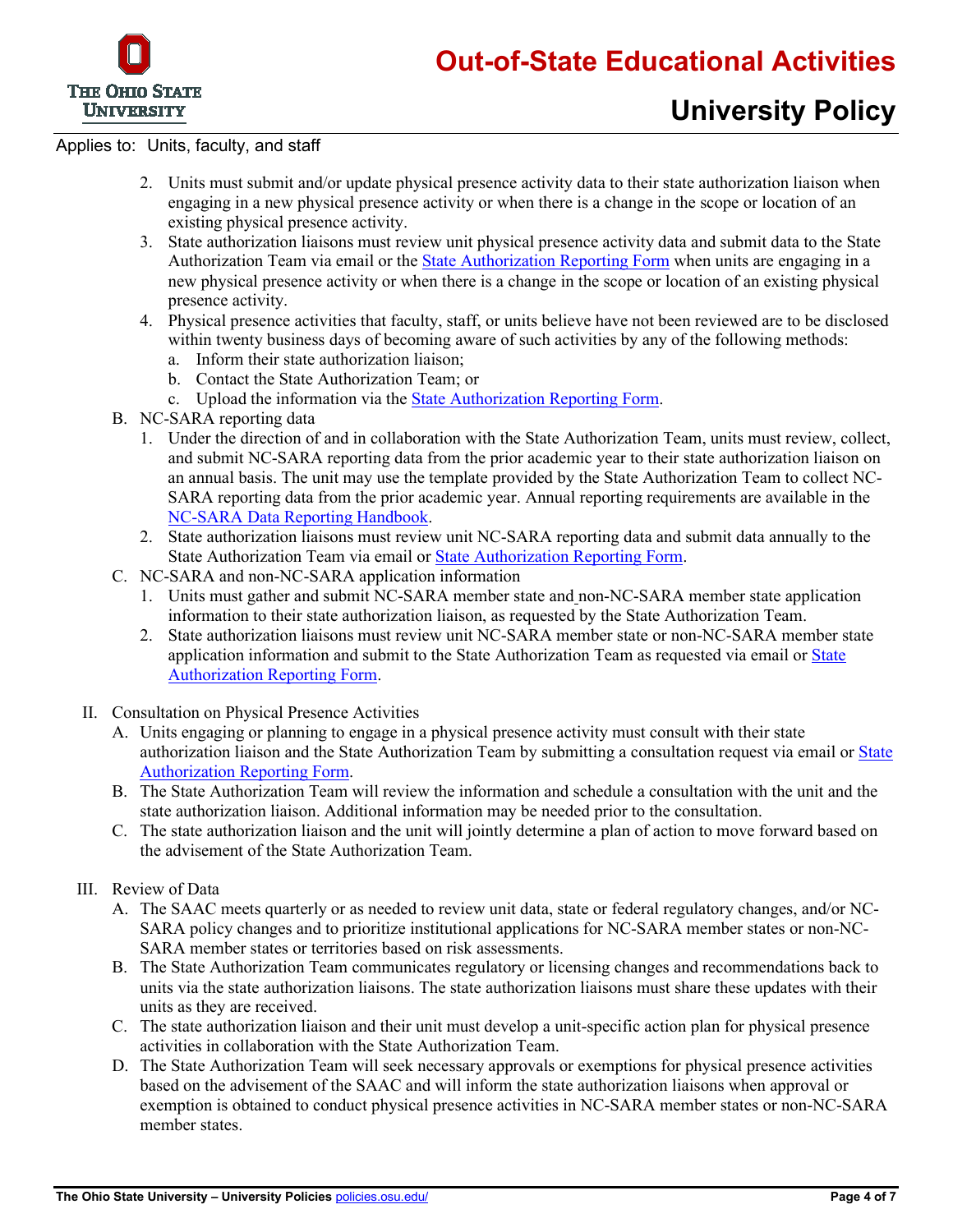2. Units must submit and/or update physical presence activity data to their state authorization liaison when engaging in a new physical presence activity or when there is a change in the scope or location of an existing physical presence activity.
3. State authorization liaisons must review unit physical presence activity data and submit data to the State Authorization Team via email or the [State Authorization Reporting Form](#) when units are engaging in a new physical presence activity or when there is a change in the scope or location of an existing physical presence activity.
4. Physical presence activities that faculty, staff, or units believe have not been reviewed are to be disclosed within twenty business days of becoming aware of such activities by any of the following methods:
   a. Inform their state authorization liaison;
   b. Contact the State Authorization Team; or
   c. Upload the information via the [State Authorization Reporting Form](#).

B. NC-SARA reporting data

1. Under the direction of and in collaboration with the State Authorization Team, units must review, collect, and submit NC-SARA reporting data from the prior academic year to their state authorization liaison on an annual basis. The unit may use the template provided by the State Authorization Team to collect NC-SARA reporting data from the prior academic year. Annual reporting requirements are available in the [NC-SARA Data Reporting Handbook](#).
2. State authorization liaisons must review unit NC-SARA reporting data and submit data annually to the State Authorization Team via email or [State Authorization Reporting Form](#).

C. NC-SARA and non-NC-SARA application information

1. Units must gather and submit NC-SARA member state and non-NC-SARA member state application information to their state authorization liaison, as requested by the State Authorization Team.
2. State authorization liaisons must review unit NC-SARA member state or non-NC-SARA member state application information and submit to the State Authorization Team as requested via email or [State Authorization Reporting Form](#).

II. Consultation on Physical Presence Activities

A. Units engaging or planning to engage in a physical presence activity must consult with their state authorization liaison and the State Authorization Team by submitting a consultation request via email or [State Authorization Reporting Form](#).

B. The State Authorization Team will review the information and schedule a consultation with the unit and the state authorization liaison. Additional information may be needed prior to the consultation.

C. The state authorization liaison and the unit will jointly determine a plan of action to move forward based on the advisement of the State Authorization Team.

III. Review of Data

A. The SAAC meets quarterly or as needed to review unit data, state or federal regulatory changes, and/or NC-SARA policy changes and to prioritize institutional applications for NC-SARA member states or non-NC-SARA member states or territories based on risk assessments.

B. The State Authorization Team communicates regulatory or licensing changes and recommendations back to units via the state authorization liaisons. The state authorization liaisons must share these updates with their units as they are received.

C. The state authorization liaison and their unit must develop a unit-specific action plan for physical presence activities in collaboration with the State Authorization Team.

D. The State Authorization Team will seek necessary approvals or exemptions for physical presence activities based on the advisement of the SAAC and will inform the state authorization liaisons when approval or exemption is obtained to conduct physical presence activities in NC-SARA member states or non-NC-SARA member states.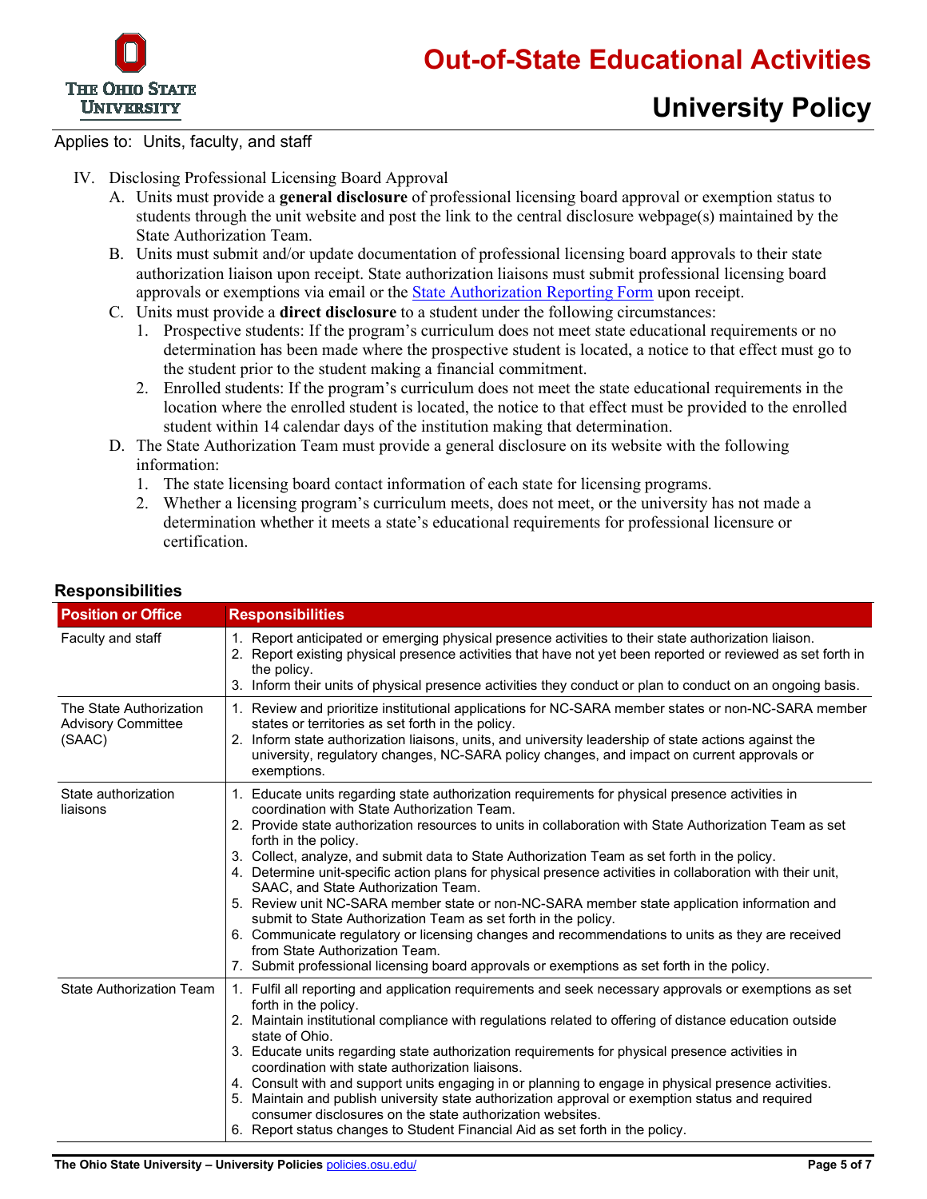Applies to: Units, faculty, and staff

IV. Disclosing Professional Licensing Board Approval
   A. Units must provide a **general disclosure** of professional licensing board approval or exemption status to students through the unit website and post the link to the central disclosure webpage(s) maintained by the State Authorization Team.
   B. Units must submit and/or update documentation of professional licensing board approvals to their state authorization liaison upon receipt. State authorization liaisons must submit professional licensing board approvals or exemptions via email or the State Authorization Reporting Form upon receipt.
   C. Units must provide a **direct disclosure** to a student under the following circumstances:
      1. Prospective students: If the program's curriculum does not meet state educational requirements or no determination has been made where the prospective student is located, a notice to that effect must go to the student prior to the student making a financial commitment.
      2. Enrolled students: If the program's curriculum does not meet the state educational requirements in the location where the enrolled student is located, the notice to that effect must be provided to the enrolled student within 14 calendar days of the institution making that determination.
   D. The State Authorization Team must provide a general disclosure on its website with the following information:
      1. The state licensing board contact information of each state for licensing programs.
      2. Whether a licensing program's curriculum meets, does not meet, or the university has not made a determination whether it meets a state's educational requirements for professional licensure or certification.

## Responsibilities

| Position or Office | Responsibilities |
|---|---|
| Faculty and staff | 1. Report anticipated or emerging physical presence activities to their state authorization liaison.<br>2. Report existing physical presence activities that have not yet been reported or reviewed as set forth in the policy.<br>3. Inform their units of physical presence activities they conduct or plan to conduct on an ongoing basis. |
| The State Authorization Advisory Committee (SAAC) | 1. Review and prioritize institutional applications for NC-SARA member states or non-NC-SARA member states or territories as set forth in the policy.<br>2. Inform state authorization liaisons, units, and university leadership of state actions against the university, regulatory changes, NC-SARA policy changes, and impact on current approvals or exemptions. |
| State authorization liaisons | 1. Educate units regarding state authorization requirements for physical presence activities in coordination with State Authorization Team.<br>2. Provide state authorization resources to units in collaboration with State Authorization Team as set forth in the policy.<br>3. Collect, analyze, and submit data to State Authorization Team as set forth in the policy.<br>4. Determine unit-specific action plans for physical presence activities in collaboration with their unit, SAAC, and State Authorization Team.<br>5. Review unit NC-SARA member state or non-NC-SARA member state application information and submit to State Authorization Team as set forth in the policy.<br>6. Communicate regulatory or licensing changes and recommendations to units as they are received from State Authorization Team.<br>7. Submit professional licensing board approvals or exemptions as set forth in the policy. |
| State Authorization Team | 1. Fulfil all reporting and application requirements and seek necessary approvals or exemptions as set forth in the policy.<br>2. Maintain institutional compliance with regulations related to offering of distance education outside state of Ohio.<br>3. Educate units regarding state authorization requirements for physical presence activities in coordination with state authorization liaisons.<br>4. Consult with and support units engaging in or planning to engage in physical presence activities.<br>5. Maintain and publish university state authorization approval or exemption status and required consumer disclosures on the state authorization websites.<br>6. Report status changes to Student Financial Aid as set forth in the policy. |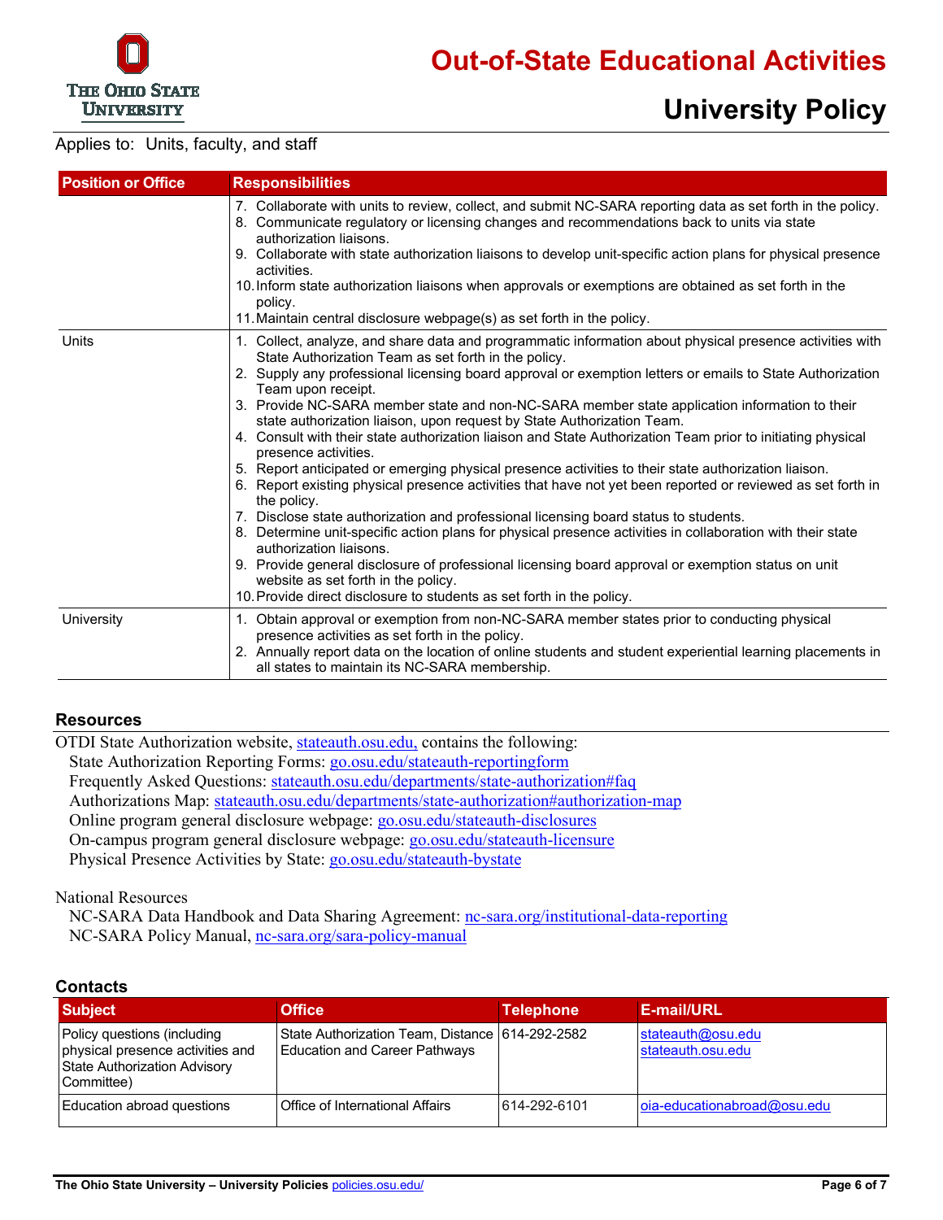Applies to: Units, faculty, and staff

| Position or Office | Responsibilities |
|---|---|
| | 7. Collaborate with units to review, collect, and submit NC-SARA reporting data as set forth in the policy.<br>8. Communicate regulatory or licensing changes and recommendations back to units via state authorization liaisons.<br>9. Collaborate with state authorization liaisons to develop unit-specific action plans for physical presence activities.<br>10. Inform state authorization liaisons when approvals or exemptions are obtained as set forth in the policy.<br>11. Maintain central disclosure webpage(s) as set forth in the policy. |
| Units | 1. Collect, analyze, and share data and programmatic information about physical presence activities with State Authorization Team as set forth in the policy.<br>2. Supply any professional licensing board approval or exemption letters or emails to State Authorization Team upon receipt.<br>3. Provide NC-SARA member state and non-NC-SARA member state application information to their state authorization liaison, upon request by State Authorization Team.<br>4. Consult with their state authorization liaison and State Authorization Team prior to initiating physical presence activities.<br>5. Report anticipated or emerging physical presence activities to their state authorization liaison.<br>6. Report existing physical presence activities that have not yet been reported or reviewed as set forth in the policy.<br>7. Disclose state authorization and professional licensing board status to students.<br>8. Determine unit-specific action plans for physical presence activities in collaboration with their state authorization liaisons.<br>9. Provide general disclosure of professional licensing board approval or exemption status on unit website as set forth in the policy.<br>10. Provide direct disclosure to students as set forth in the policy. |
| University | 1. Obtain approval or exemption from non-NC-SARA member states prior to conducting physical presence activities as set forth in the policy.<br>2. Annually report data on the location of online students and student experiential learning placements in all states to maintain its NC-SARA membership. |

## Resources

OTDI State Authorization website, stateauth.osu.edu, contains the following:

- State Authorization Reporting Forms: go.osu.edu/stateauth-reportingform
- Frequently Asked Questions: stateauth.osu.edu/departments/state-authorization#faq
- Authorizations Map: stateauth.osu.edu/departments/state-authorization#authorization-map
- Online program general disclosure webpage: go.osu.edu/stateauth-disclosures
- On-campus program general disclosure webpage: go.osu.edu/stateauth-licensure
- Physical Presence Activities by State: go.osu.edu/stateauth-bystate

National Resources

- NC-SARA Data Handbook and Data Sharing Agreement: nc-sara.org/institutional-data-reporting
- NC-SARA Policy Manual, nc-sara.org/sara-policy-manual

## Contacts

| Subject | Office | Telephone | E-mail/URL |
|---|---|---|---|
| Policy questions (including physical presence activities and State Authorization Advisory Committee) | State Authorization Team, Distance Education and Career Pathways | 614-292-2582 | stateauth@osu.edu<br>stateauth.osu.edu |
| Education abroad questions | Office of International Affairs | 614-292-6101 | oia-educationabroad@osu.edu |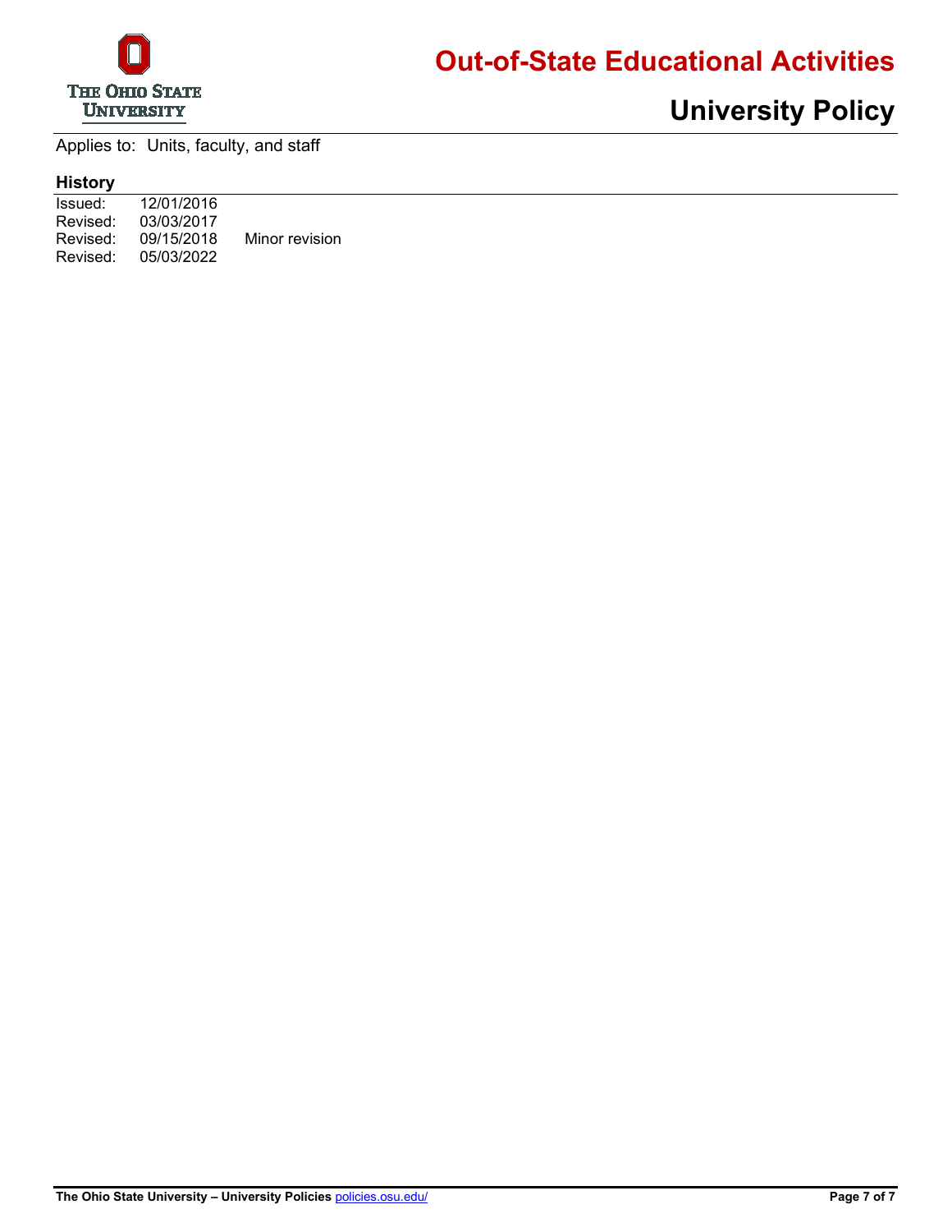Applies to: Units, faculty, and staff

### History

| | | |
|---|---|---|
| Issued: | 12/01/2016 | |
| Revised: | 03/03/2017 | |
| Revised: | 09/15/2018 | Minor revision |
| Revised: | 05/03/2022 | |